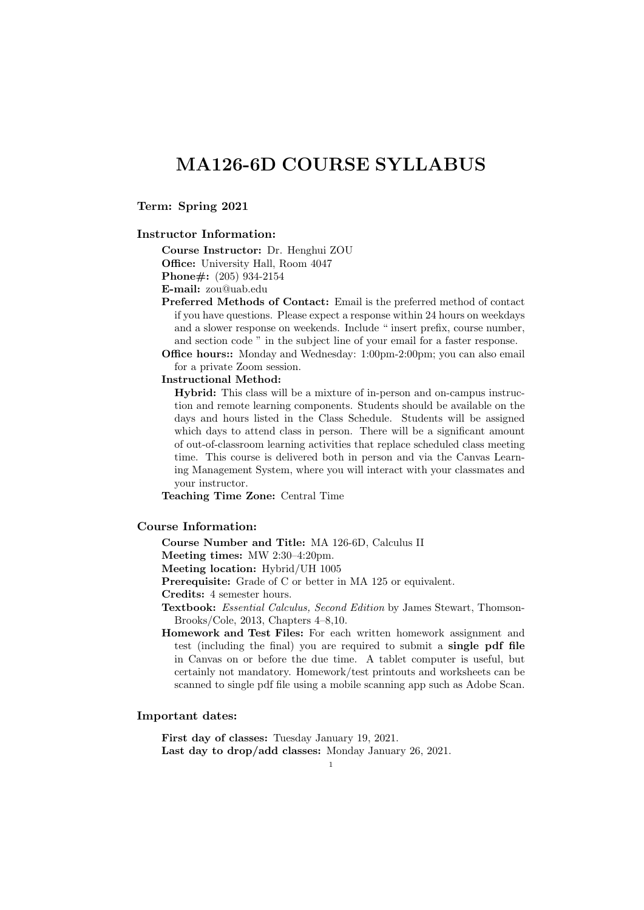# MA126-6D COURSE SYLLABUS

### Term: Spring 2021

### Instructor Information:

**Course Instructor:** Dr. Henghui ZOU
**Office:** University Hall, Room 4047
**Phone#:** (205) 934-2154
**E-mail:** zou@uab.edu
**Preferred Methods of Contact:** Email is the preferred method of contact if you have questions. Please expect a response within 24 hours on weekdays and a slower response on weekends. Include " insert prefix, course number, and section code " in the subject line of your email for a faster response.
**Office hours::** Monday and Wednesday: 1:00pm-2:00pm; you can also email for a private Zoom session.
**Instructional Method:**
**Hybrid:** This class will be a mixture of in-person and on-campus instruction and remote learning components. Students should be available on the days and hours listed in the Class Schedule. Students will be assigned which days to attend class in person. There will be a significant amount of out-of-classroom learning activities that replace scheduled class meeting time. This course is delivered both in person and via the Canvas Learning Management System, where you will interact with your classmates and your instructor.
**Teaching Time Zone:** Central Time

### Course Information:

**Course Number and Title:** MA 126-6D, Calculus II
**Meeting times:** MW 2:30–4:20pm.
**Meeting location:** Hybrid/UH 1005
**Prerequisite:** Grade of C or better in MA 125 or equivalent.
**Credits:** 4 semester hours.
**Textbook:** *Essential Calculus, Second Edition* by James Stewart, Thomson-Brooks/Cole, 2013, Chapters 4–8,10.
**Homework and Test Files:** For each written homework assignment and test (including the final) you are required to submit a **single pdf file** in Canvas on or before the due time. A tablet computer is useful, but certainly not mandatory. Homework/test printouts and worksheets can be scanned to single pdf file using a mobile scanning app such as Adobe Scan.

### Important dates:

**First day of classes:** Tuesday January 19, 2021.
**Last day to drop/add classes:** Monday January 26, 2021.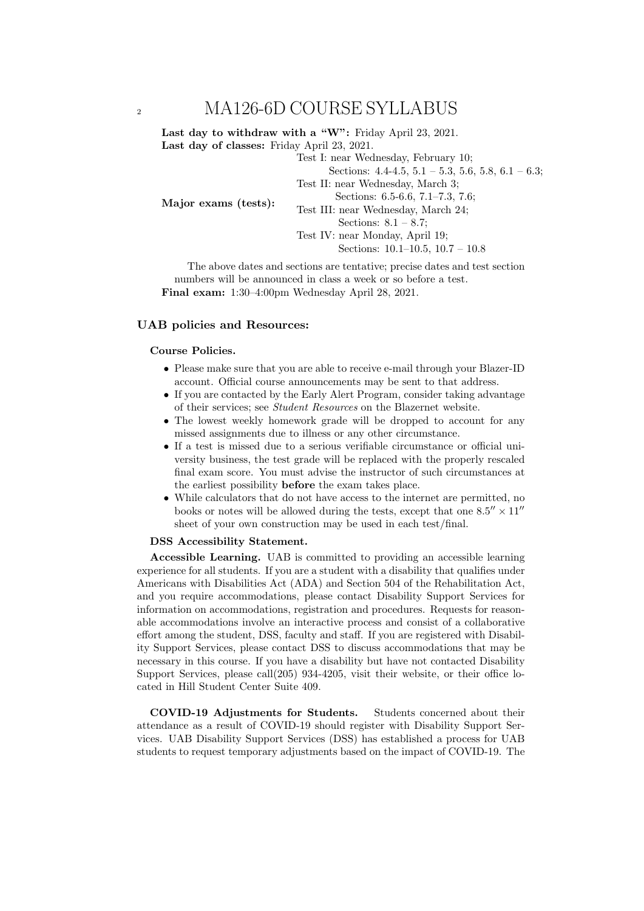**Last day to withdraw with a "W":** Friday April 23, 2021.

**Last day of classes:** Friday April 23, 2021.

**Major exams (tests):**

- Test I: near Wednesday, February 10; Sections: 4.4-4.5, 5.1 – 5.3, 5.6, 5.8, 6.1 – 6.3;
- Test II: near Wednesday, March 3; Sections: 6.5-6.6, 7.1–7.3, 7.6;
- Test III: near Wednesday, March 24; Sections: 8.1 – 8.7;
- Test IV: near Monday, April 19; Sections: 10.1–10.5, 10.7 – 10.8

The above dates and sections are tentative; precise dates and test section numbers will be announced in class a week or so before a test.

**Final exam:** 1:30–4:00pm Wednesday April 28, 2021.

## UAB policies and Resources:

### Course Policies.

- Please make sure that you are able to receive e-mail through your Blazer-ID account. Official course announcements may be sent to that address.
- If you are contacted by the Early Alert Program, consider taking advantage of their services; see *Student Resources* on the Blazernet website.
- The lowest weekly homework grade will be dropped to account for any missed assignments due to illness or any other circumstance.
- If a test is missed due to a serious verifiable circumstance or official university business, the test grade will be replaced with the properly rescaled final exam score. You must advise the instructor of such circumstances at the earliest possibility **before** the exam takes place.
- While calculators that do not have access to the internet are permitted, no books or notes will be allowed during the tests, except that one $8.5'' \times 11''$ sheet of your own construction may be used in each test/final.

### DSS Accessibility Statement.

**Accessible Learning.** UAB is committed to providing an accessible learning experience for all students. If you are a student with a disability that qualifies under Americans with Disabilities Act (ADA) and Section 504 of the Rehabilitation Act, and you require accommodations, please contact Disability Support Services for information on accommodations, registration and procedures. Requests for reasonable accommodations involve an interactive process and consist of a collaborative effort among the student, DSS, faculty and staff. If you are registered with Disability Support Services, please contact DSS to discuss accommodations that may be necessary in this course. If you have a disability but have not contacted Disability Support Services, please call(205) 934-4205, visit their website, or their office located in Hill Student Center Suite 409.

**COVID-19 Adjustments for Students.** Students concerned about their attendance as a result of COVID-19 should register with Disability Support Services. UAB Disability Support Services (DSS) has established a process for UAB students to request temporary adjustments based on the impact of COVID-19. The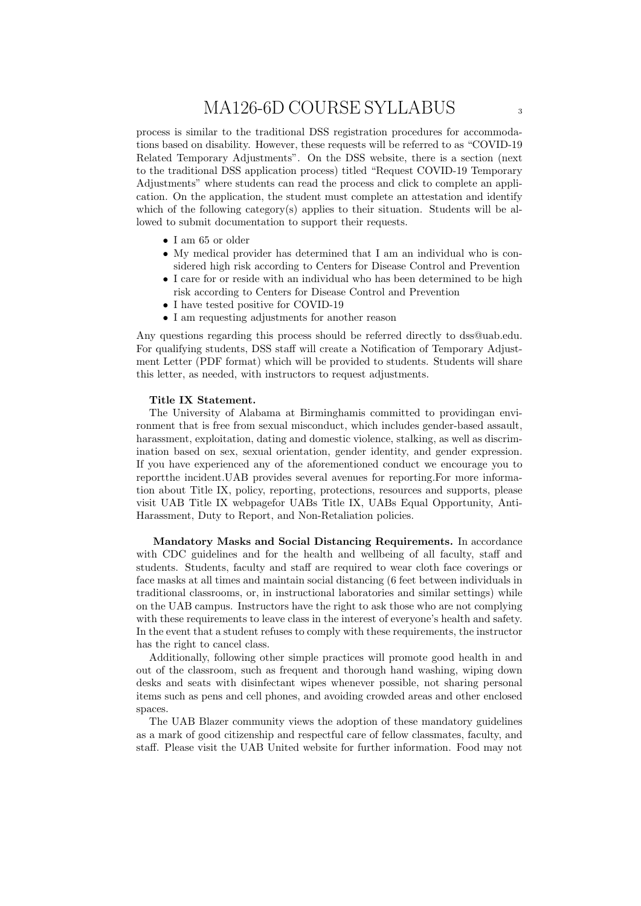process is similar to the traditional DSS registration procedures for accommodations based on disability. However, these requests will be referred to as "COVID-19 Related Temporary Adjustments". On the DSS website, there is a section (next to the traditional DSS application process) titled "Request COVID-19 Temporary Adjustments" where students can read the process and click to complete an application. On the application, the student must complete an attestation and identify which of the following category(s) applies to their situation. Students will be allowed to submit documentation to support their requests.

- I am 65 or older
- My medical provider has determined that I am an individual who is considered high risk according to Centers for Disease Control and Prevention
- I care for or reside with an individual who has been determined to be high risk according to Centers for Disease Control and Prevention
- I have tested positive for COVID-19
- I am requesting adjustments for another reason

Any questions regarding this process should be referred directly to dss@uab.edu. For qualifying students, DSS staff will create a Notification of Temporary Adjustment Letter (PDF format) which will be provided to students. Students will share this letter, as needed, with instructors to request adjustments.

**Title IX Statement.**

The University of Alabama at Birminghamis committed to providingan environment that is free from sexual misconduct, which includes gender-based assault, harassment, exploitation, dating and domestic violence, stalking, as well as discrimination based on sex, sexual orientation, gender identity, and gender expression. If you have experienced any of the aforementioned conduct we encourage you to reportthe incident.UAB provides several avenues for reporting.For more information about Title IX, policy, reporting, protections, resources and supports, please visit UAB Title IX webpagefor UABs Title IX, UABs Equal Opportunity, Anti-Harassment, Duty to Report, and Non-Retaliation policies.

**Mandatory Masks and Social Distancing Requirements.** In accordance with CDC guidelines and for the health and wellbeing of all faculty, staff and students. Students, faculty and staff are required to wear cloth face coverings or face masks at all times and maintain social distancing (6 feet between individuals in traditional classrooms, or, in instructional laboratories and similar settings) while on the UAB campus. Instructors have the right to ask those who are not complying with these requirements to leave class in the interest of everyone's health and safety. In the event that a student refuses to comply with these requirements, the instructor has the right to cancel class.

Additionally, following other simple practices will promote good health in and out of the classroom, such as frequent and thorough hand washing, wiping down desks and seats with disinfectant wipes whenever possible, not sharing personal items such as pens and cell phones, and avoiding crowded areas and other enclosed spaces.

The UAB Blazer community views the adoption of these mandatory guidelines as a mark of good citizenship and respectful care of fellow classmates, faculty, and staff. Please visit the UAB United website for further information. Food may not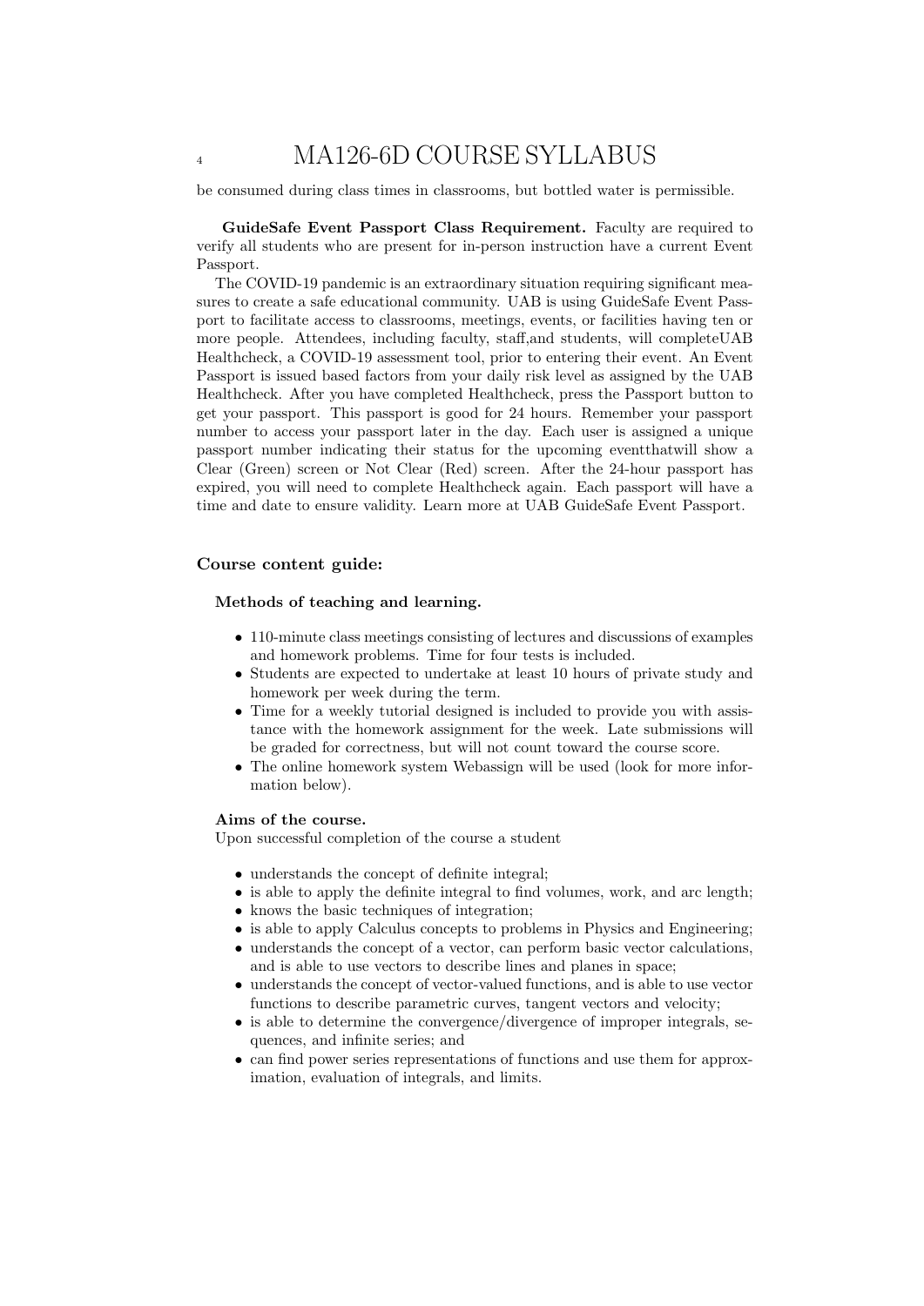be consumed during class times in classrooms, but bottled water is permissible.

**GuideSafe Event Passport Class Requirement.** Faculty are required to verify all students who are present for in-person instruction have a current Event Passport.

The COVID-19 pandemic is an extraordinary situation requiring significant measures to create a safe educational community. UAB is using GuideSafe Event Passport to facilitate access to classrooms, meetings, events, or facilities having ten or more people. Attendees, including faculty, staff,and students, will completeUAB Healthcheck, a COVID-19 assessment tool, prior to entering their event. An Event Passport is issued based factors from your daily risk level as assigned by the UAB Healthcheck. After you have completed Healthcheck, press the Passport button to get your passport. This passport is good for 24 hours. Remember your passport number to access your passport later in the day. Each user is assigned a unique passport number indicating their status for the upcoming eventthatwill show a Clear (Green) screen or Not Clear (Red) screen. After the 24-hour passport has expired, you will need to complete Healthcheck again. Each passport will have a time and date to ensure validity. Learn more at UAB GuideSafe Event Passport.

## Course content guide:

### Methods of teaching and learning.

- 110-minute class meetings consisting of lectures and discussions of examples and homework problems. Time for four tests is included.
- Students are expected to undertake at least 10 hours of private study and homework per week during the term.
- Time for a weekly tutorial designed is included to provide you with assistance with the homework assignment for the week. Late submissions will be graded for correctness, but will not count toward the course score.
- The online homework system Webassign will be used (look for more information below).

### Aims of the course.

Upon successful completion of the course a student

- understands the concept of definite integral;
- is able to apply the definite integral to find volumes, work, and arc length;
- knows the basic techniques of integration;
- is able to apply Calculus concepts to problems in Physics and Engineering;
- understands the concept of a vector, can perform basic vector calculations, and is able to use vectors to describe lines and planes in space;
- understands the concept of vector-valued functions, and is able to use vector functions to describe parametric curves, tangent vectors and velocity;
- is able to determine the convergence/divergence of improper integrals, sequences, and infinite series; and
- can find power series representations of functions and use them for approximation, evaluation of integrals, and limits.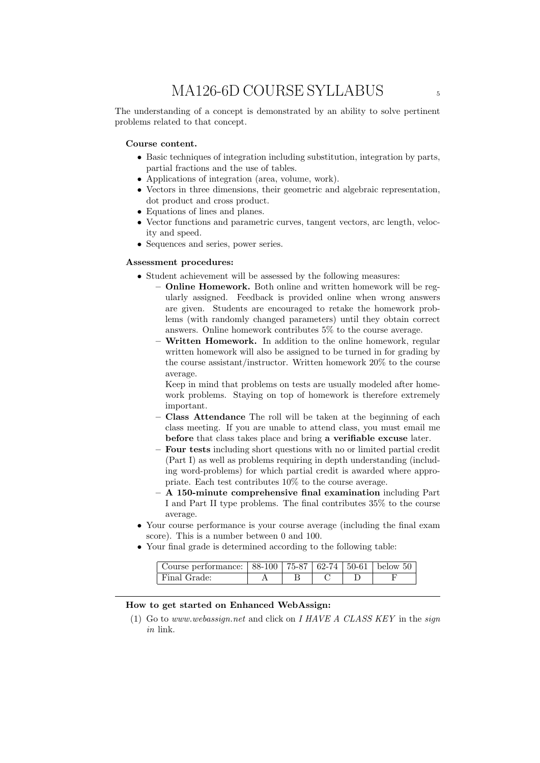The understanding of a concept is demonstrated by an ability to solve pertinent problems related to that concept.

**Course content.**

- Basic techniques of integration including substitution, integration by parts, partial fractions and the use of tables.
- Applications of integration (area, volume, work).
- Vectors in three dimensions, their geometric and algebraic representation, dot product and cross product.
- Equations of lines and planes.
- Vector functions and parametric curves, tangent vectors, arc length, velocity and speed.
- Sequences and series, power series.

**Assessment procedures:**

- Student achievement will be assessed by the following measures:
  - **Online Homework.** Both online and written homework will be regularly assigned. Feedback is provided online when wrong answers are given. Students are encouraged to retake the homework problems (with randomly changed parameters) until they obtain correct answers. Online homework contributes 5% to the course average.
  - **Written Homework.** In addition to the online homework, regular written homework will also be assigned to be turned in for grading by the course assistant/instructor. Written homework 20% to the course average.

    Keep in mind that problems on tests are usually modeled after homework problems. Staying on top of homework is therefore extremely important.
  - **Class Attendance** The roll will be taken at the beginning of each class meeting. If you are unable to attend class, you must email me **before** that class takes place and bring **a verifiable excuse** later.
  - **Four tests** including short questions with no or limited partial credit (Part I) as well as problems requiring in depth understanding (including word-problems) for which partial credit is awarded where appropriate. Each test contributes 10% to the course average.
  - **A 150-minute comprehensive final examination** including Part I and Part II type problems. The final contributes 35% to the course average.
- Your course performance is your course average (including the final exam score). This is a number between 0 and 100.
- Your final grade is determined according to the following table:

| Course performance: | 88-100 | 75-87 | 62-74 | 50-61 | below 50 |
|---|---|---|---|---|---|
| Final Grade: | A | B | C | D | F |

---

**How to get started on Enhanced WebAssign:**

(1) Go to *www.webassign.net* and click on *I HAVE A CLASS KEY* in the *sign in* link.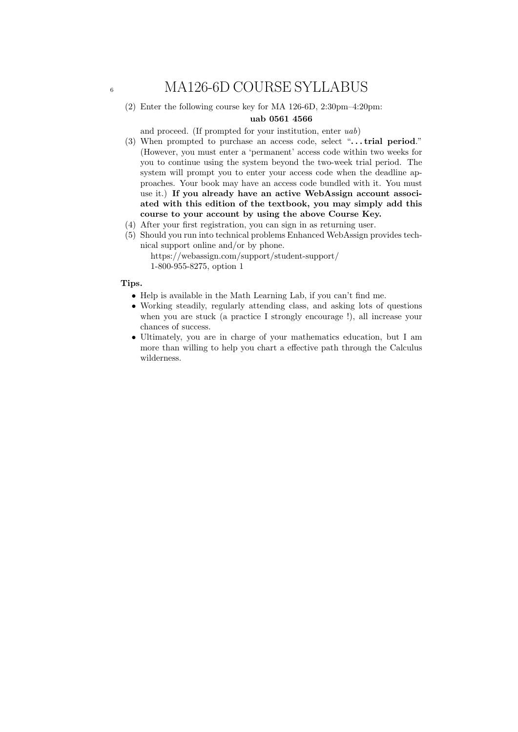(2) Enter the following course key for MA 126-6D, 2:30pm–4:20pm:

**uab 0561 4566**

and proceed. (If prompted for your institution, enter *uab*)

(3) When prompted to purchase an access code, select "**. . . trial period**." (However, you must enter a 'permanent' access code within two weeks for you to continue using the system beyond the two-week trial period. The system will prompt you to enter your access code when the deadline approaches. Your book may have an access code bundled with it. You must use it.) **If you already have an active WebAssign account associated with this edition of the textbook, you may simply add this course to your account by using the above Course Key.**

(4) After your first registration, you can sign in as returning user.

(5) Should you run into technical problems Enhanced WebAssign provides technical support online and/or by phone.

https://webassign.com/support/student-support/
1-800-955-8275, option 1

**Tips.**

- Help is available in the Math Learning Lab, if you can't find me.
- Working steadily, regularly attending class, and asking lots of questions when you are stuck (a practice I strongly encourage !), all increase your chances of success.
- Ultimately, you are in charge of your mathematics education, but I am more than willing to help you chart a effective path through the Calculus wilderness.